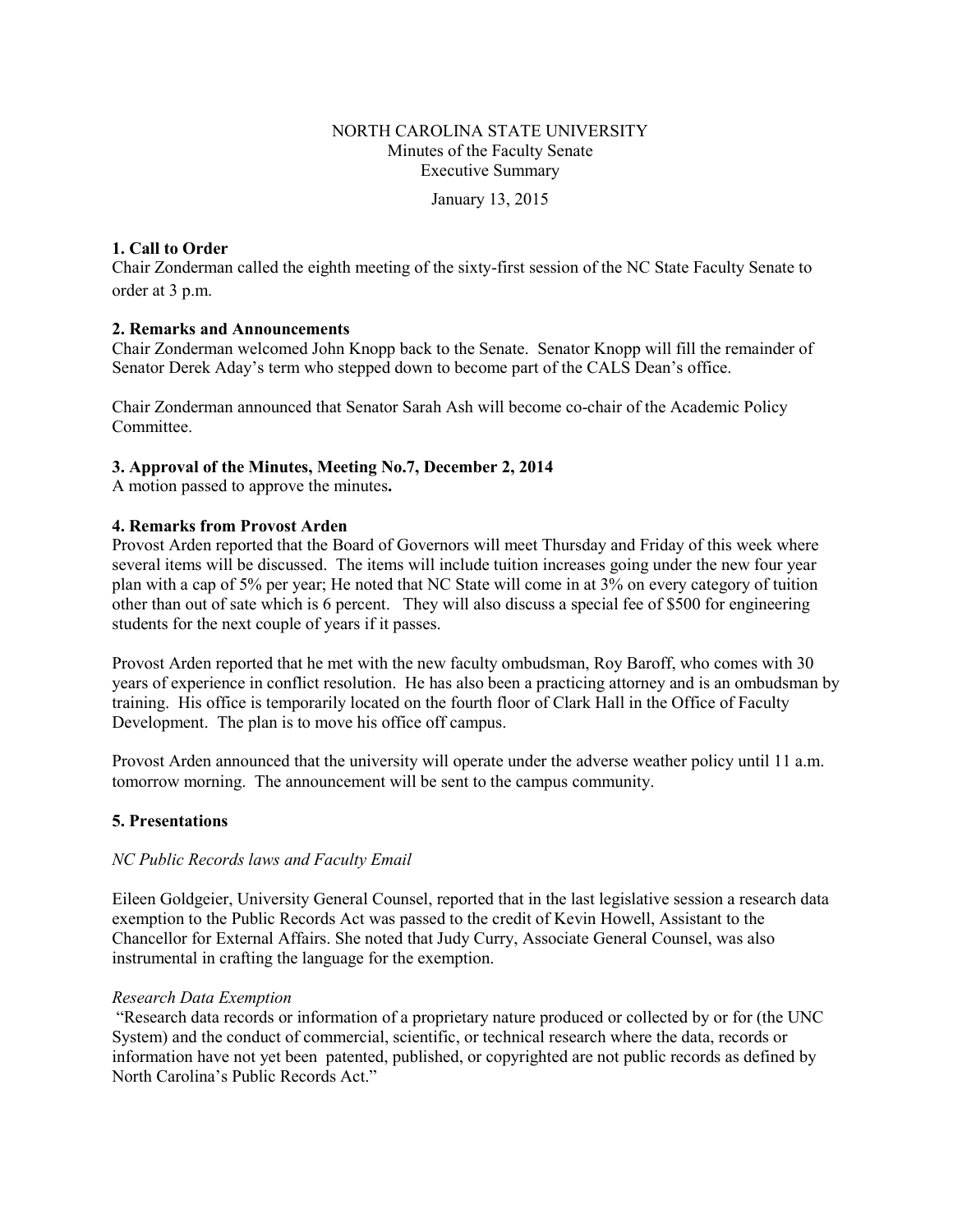NORTH CAROLINA STATE UNIVERSITY
Minutes of the Faculty Senate
Executive Summary

January 13, 2015

**1. Call to Order**
Chair Zonderman called the eighth meeting of the sixty-first session of the NC State Faculty Senate to order at 3 p.m.

**2. Remarks and Announcements**
Chair Zonderman welcomed John Knopp back to the Senate. Senator Knopp will fill the remainder of Senator Derek Aday's term who stepped down to become part of the CALS Dean's office.

Chair Zonderman announced that Senator Sarah Ash will become co-chair of the Academic Policy Committee.

**3. Approval of the Minutes, Meeting No.7, December 2, 2014**
A motion passed to approve the minutes**.**

**4. Remarks from Provost Arden**
Provost Arden reported that the Board of Governors will meet Thursday and Friday of this week where several items will be discussed. The items will include tuition increases going under the new four year plan with a cap of 5% per year; He noted that NC State will come in at 3% on every category of tuition other than out of sate which is 6 percent. They will also discuss a special fee of $500 for engineering students for the next couple of years if it passes.

Provost Arden reported that he met with the new faculty ombudsman, Roy Baroff, who comes with 30 years of experience in conflict resolution. He has also been a practicing attorney and is an ombudsman by training. His office is temporarily located on the fourth floor of Clark Hall in the Office of Faculty Development. The plan is to move his office off campus.

Provost Arden announced that the university will operate under the adverse weather policy until 11 a.m. tomorrow morning. The announcement will be sent to the campus community.

**5. Presentations**

*NC Public Records laws and Faculty Email*

Eileen Goldgeier, University General Counsel, reported that in the last legislative session a research data exemption to the Public Records Act was passed to the credit of Kevin Howell, Assistant to the Chancellor for External Affairs. She noted that Judy Curry, Associate General Counsel, was also instrumental in crafting the language for the exemption.

*Research Data Exemption*
"Research data records or information of a proprietary nature produced or collected by or for (the UNC System) and the conduct of commercial, scientific, or technical research where the data, records or information have not yet been patented, published, or copyrighted are not public records as defined by North Carolina's Public Records Act."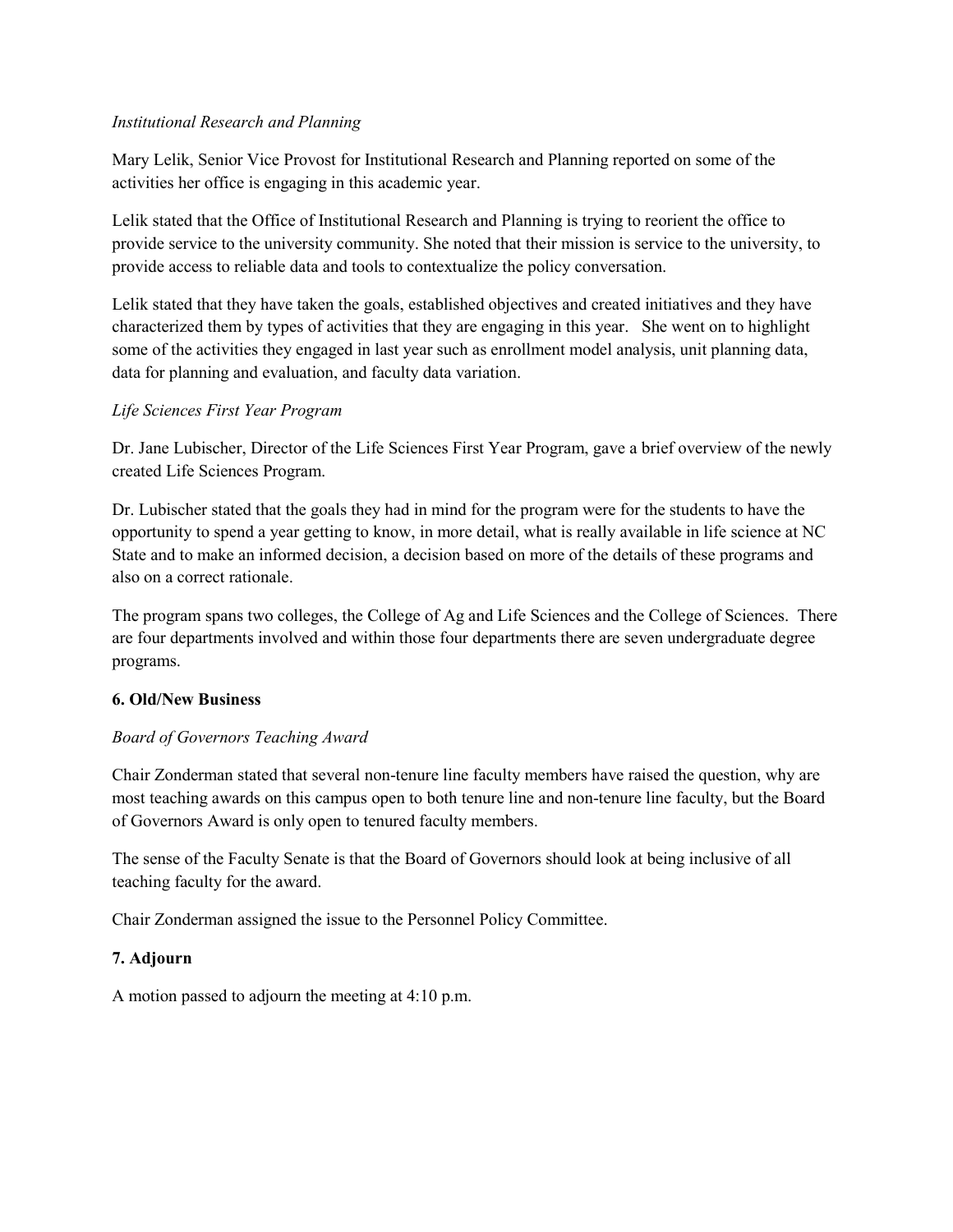*Institutional Research and Planning*

Mary Lelik, Senior Vice Provost for Institutional Research and Planning reported on some of the activities her office is engaging in this academic year.

Lelik stated that the Office of Institutional Research and Planning is trying to reorient the office to provide service to the university community. She noted that their mission is service to the university, to provide access to reliable data and tools to contextualize the policy conversation.

Lelik stated that they have taken the goals, established objectives and created initiatives and they have characterized them by types of activities that they are engaging in this year. She went on to highlight some of the activities they engaged in last year such as enrollment model analysis, unit planning data, data for planning and evaluation, and faculty data variation.

*Life Sciences First Year Program*

Dr. Jane Lubischer, Director of the Life Sciences First Year Program, gave a brief overview of the newly created Life Sciences Program.

Dr. Lubischer stated that the goals they had in mind for the program were for the students to have the opportunity to spend a year getting to know, in more detail, what is really available in life science at NC State and to make an informed decision, a decision based on more of the details of these programs and also on a correct rationale.

The program spans two colleges, the College of Ag and Life Sciences and the College of Sciences. There are four departments involved and within those four departments there are seven undergraduate degree programs.

**6. Old/New Business**

*Board of Governors Teaching Award*

Chair Zonderman stated that several non-tenure line faculty members have raised the question, why are most teaching awards on this campus open to both tenure line and non-tenure line faculty, but the Board of Governors Award is only open to tenured faculty members.

The sense of the Faculty Senate is that the Board of Governors should look at being inclusive of all teaching faculty for the award.

Chair Zonderman assigned the issue to the Personnel Policy Committee.

**7. Adjourn**

A motion passed to adjourn the meeting at 4:10 p.m.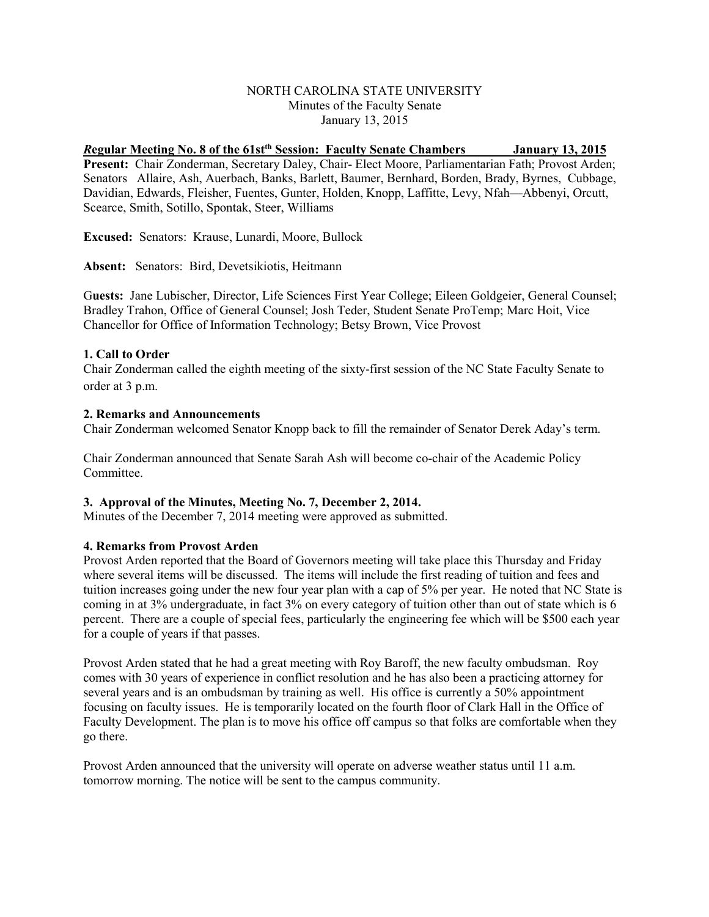NORTH CAROLINA STATE UNIVERSITY
Minutes of the Faculty Senate
January 13, 2015

***R*egular Meeting No. 8 of the 61st[th] Session: Faculty Senate Chambers January 13, 2015**

**Present:** Chair Zonderman, Secretary Daley, Chair- Elect Moore, Parliamentarian Fath; Provost Arden; Senators Allaire, Ash, Auerbach, Banks, Barlett, Baumer, Bernhard, Borden, Brady, Byrnes, Cubbage, Davidian, Edwards, Fleisher, Fuentes, Gunter, Holden, Knopp, Laffitte, Levy, Nfah—Abbenyi, Orcutt, Scearce, Smith, Sotillo, Spontak, Steer, Williams

**Excused:** Senators: Krause, Lunardi, Moore, Bullock

**Absent:** Senators: Bird, Devetsikiotis, Heitmann

G**uests:** Jane Lubischer, Director, Life Sciences First Year College; Eileen Goldgeier, General Counsel; Bradley Trahon, Office of General Counsel; Josh Teder, Student Senate ProTemp; Marc Hoit, Vice Chancellor for Office of Information Technology; Betsy Brown, Vice Provost

**1. Call to Order**

Chair Zonderman called the eighth meeting of the sixty-first session of the NC State Faculty Senate to order at 3 p.m.

**2. Remarks and Announcements**

Chair Zonderman welcomed Senator Knopp back to fill the remainder of Senator Derek Aday's term.

Chair Zonderman announced that Senate Sarah Ash will become co-chair of the Academic Policy Committee.

**3. Approval of the Minutes, Meeting No. 7, December 2, 2014.**

Minutes of the December 7, 2014 meeting were approved as submitted.

**4. Remarks from Provost Arden**

Provost Arden reported that the Board of Governors meeting will take place this Thursday and Friday where several items will be discussed. The items will include the first reading of tuition and fees and tuition increases going under the new four year plan with a cap of 5% per year. He noted that NC State is coming in at 3% undergraduate, in fact 3% on every category of tuition other than out of state which is 6 percent. There are a couple of special fees, particularly the engineering fee which will be $500 each year for a couple of years if that passes.

Provost Arden stated that he had a great meeting with Roy Baroff, the new faculty ombudsman. Roy comes with 30 years of experience in conflict resolution and he has also been a practicing attorney for several years and is an ombudsman by training as well. His office is currently a 50% appointment focusing on faculty issues. He is temporarily located on the fourth floor of Clark Hall in the Office of Faculty Development. The plan is to move his office off campus so that folks are comfortable when they go there.

Provost Arden announced that the university will operate on adverse weather status until 11 a.m. tomorrow morning. The notice will be sent to the campus community.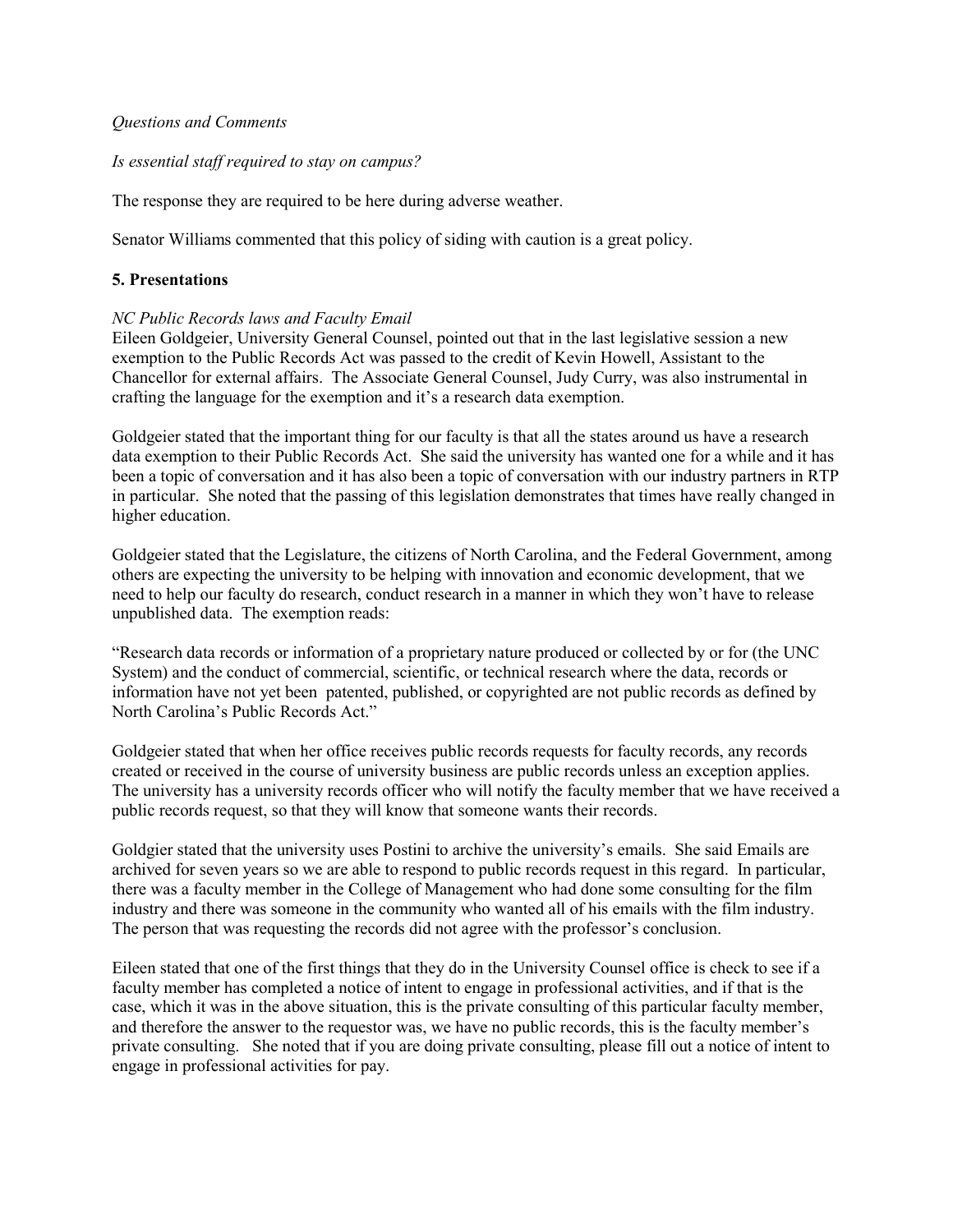*Questions and Comments*

*Is essential staff required to stay on campus?*

The response they are required to be here during adverse weather.

Senator Williams commented that this policy of siding with caution is a great policy.

**5. Presentations**

*NC Public Records laws and Faculty Email*
Eileen Goldgeier, University General Counsel, pointed out that in the last legislative session a new exemption to the Public Records Act was passed to the credit of Kevin Howell, Assistant to the Chancellor for external affairs. The Associate General Counsel, Judy Curry, was also instrumental in crafting the language for the exemption and it's a research data exemption.

Goldgeier stated that the important thing for our faculty is that all the states around us have a research data exemption to their Public Records Act. She said the university has wanted one for a while and it has been a topic of conversation and it has also been a topic of conversation with our industry partners in RTP in particular. She noted that the passing of this legislation demonstrates that times have really changed in higher education.

Goldgeier stated that the Legislature, the citizens of North Carolina, and the Federal Government, among others are expecting the university to be helping with innovation and economic development, that we need to help our faculty do research, conduct research in a manner in which they won't have to release unpublished data. The exemption reads:

"Research data records or information of a proprietary nature produced or collected by or for (the UNC System) and the conduct of commercial, scientific, or technical research where the data, records or information have not yet been patented, published, or copyrighted are not public records as defined by North Carolina's Public Records Act."

Goldgeier stated that when her office receives public records requests for faculty records, any records created or received in the course of university business are public records unless an exception applies. The university has a university records officer who will notify the faculty member that we have received a public records request, so that they will know that someone wants their records.

Goldgier stated that the university uses Postini to archive the university's emails. She said Emails are archived for seven years so we are able to respond to public records request in this regard. In particular, there was a faculty member in the College of Management who had done some consulting for the film industry and there was someone in the community who wanted all of his emails with the film industry. The person that was requesting the records did not agree with the professor's conclusion.

Eileen stated that one of the first things that they do in the University Counsel office is check to see if a faculty member has completed a notice of intent to engage in professional activities, and if that is the case, which it was in the above situation, this is the private consulting of this particular faculty member, and therefore the answer to the requestor was, we have no public records, this is the faculty member's private consulting. She noted that if you are doing private consulting, please fill out a notice of intent to engage in professional activities for pay.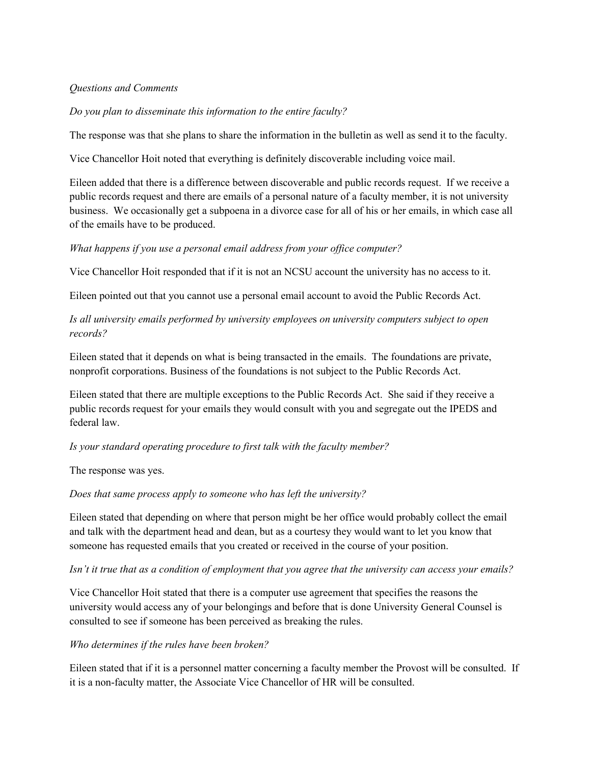*Questions and Comments*

*Do you plan to disseminate this information to the entire faculty?*

The response was that she plans to share the information in the bulletin as well as send it to the faculty.

Vice Chancellor Hoit noted that everything is definitely discoverable including voice mail.

Eileen added that there is a difference between discoverable and public records request. If we receive a public records request and there are emails of a personal nature of a faculty member, it is not university business. We occasionally get a subpoena in a divorce case for all of his or her emails, in which case all of the emails have to be produced.

*What happens if you use a personal email address from your office computer?*

Vice Chancellor Hoit responded that if it is not an NCSU account the university has no access to it.

Eileen pointed out that you cannot use a personal email account to avoid the Public Records Act.

*Is all university emails performed by university employees on university computers subject to open records?*

Eileen stated that it depends on what is being transacted in the emails. The foundations are private, nonprofit corporations. Business of the foundations is not subject to the Public Records Act.

Eileen stated that there are multiple exceptions to the Public Records Act. She said if they receive a public records request for your emails they would consult with you and segregate out the IPEDS and federal law.

*Is your standard operating procedure to first talk with the faculty member?*

The response was yes.

*Does that same process apply to someone who has left the university?*

Eileen stated that depending on where that person might be her office would probably collect the email and talk with the department head and dean, but as a courtesy they would want to let you know that someone has requested emails that you created or received in the course of your position.

*Isn't it true that as a condition of employment that you agree that the university can access your emails?*

Vice Chancellor Hoit stated that there is a computer use agreement that specifies the reasons the university would access any of your belongings and before that is done University General Counsel is consulted to see if someone has been perceived as breaking the rules.

*Who determines if the rules have been broken?*

Eileen stated that if it is a personnel matter concerning a faculty member the Provost will be consulted. If it is a non-faculty matter, the Associate Vice Chancellor of HR will be consulted.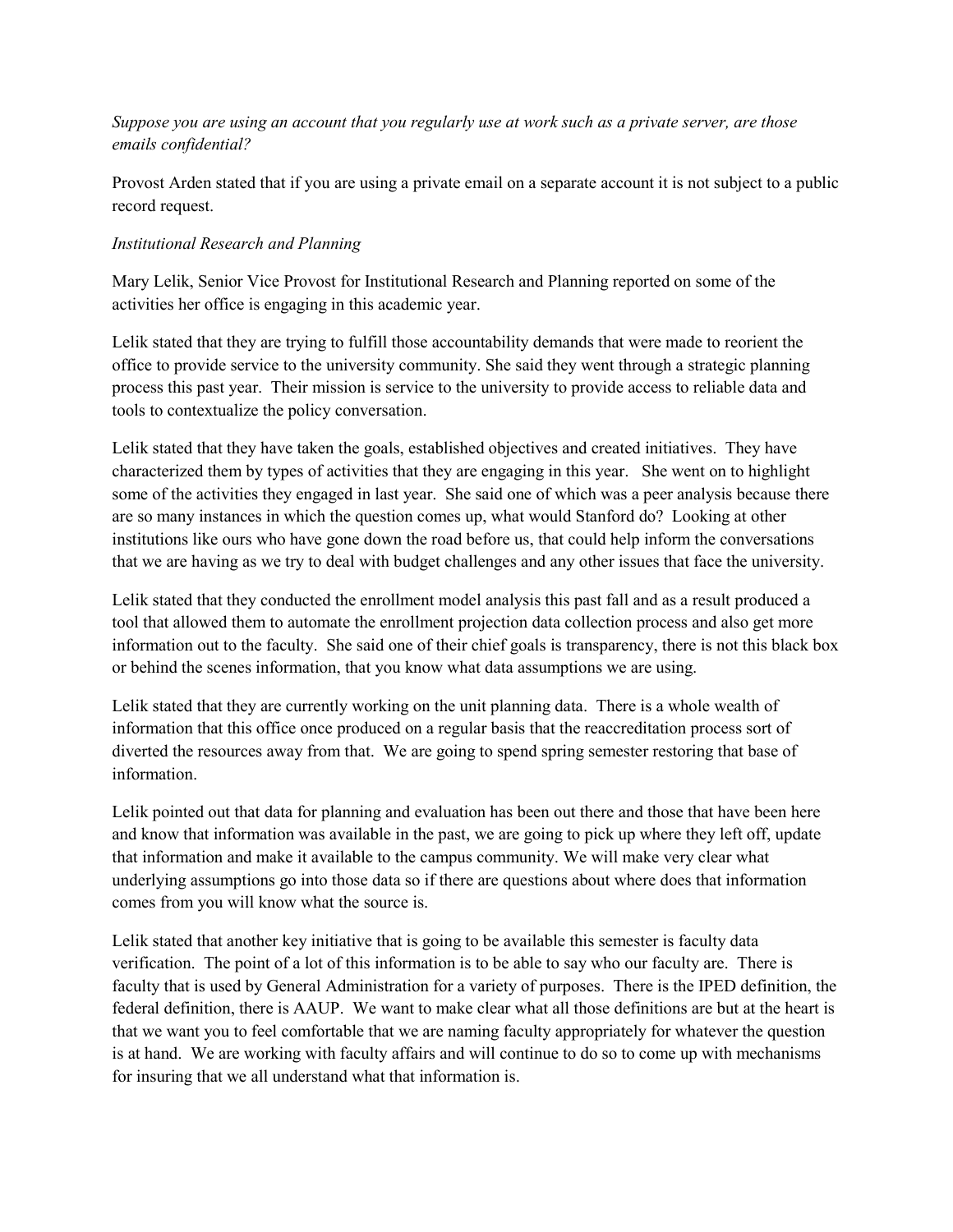*Suppose you are using an account that you regularly use at work such as a private server, are those emails confidential?*

Provost Arden stated that if you are using a private email on a separate account it is not subject to a public record request.

*Institutional Research and Planning*

Mary Lelik, Senior Vice Provost for Institutional Research and Planning reported on some of the activities her office is engaging in this academic year.

Lelik stated that they are trying to fulfill those accountability demands that were made to reorient the office to provide service to the university community. She said they went through a strategic planning process this past year. Their mission is service to the university to provide access to reliable data and tools to contextualize the policy conversation.

Lelik stated that they have taken the goals, established objectives and created initiatives. They have characterized them by types of activities that they are engaging in this year. She went on to highlight some of the activities they engaged in last year. She said one of which was a peer analysis because there are so many instances in which the question comes up, what would Stanford do? Looking at other institutions like ours who have gone down the road before us, that could help inform the conversations that we are having as we try to deal with budget challenges and any other issues that face the university.

Lelik stated that they conducted the enrollment model analysis this past fall and as a result produced a tool that allowed them to automate the enrollment projection data collection process and also get more information out to the faculty. She said one of their chief goals is transparency, there is not this black box or behind the scenes information, that you know what data assumptions we are using.

Lelik stated that they are currently working on the unit planning data. There is a whole wealth of information that this office once produced on a regular basis that the reaccreditation process sort of diverted the resources away from that. We are going to spend spring semester restoring that base of information.

Lelik pointed out that data for planning and evaluation has been out there and those that have been here and know that information was available in the past, we are going to pick up where they left off, update that information and make it available to the campus community. We will make very clear what underlying assumptions go into those data so if there are questions about where does that information comes from you will know what the source is.

Lelik stated that another key initiative that is going to be available this semester is faculty data verification. The point of a lot of this information is to be able to say who our faculty are. There is faculty that is used by General Administration for a variety of purposes. There is the IPED definition, the federal definition, there is AAUP. We want to make clear what all those definitions are but at the heart is that we want you to feel comfortable that we are naming faculty appropriately for whatever the question is at hand. We are working with faculty affairs and will continue to do so to come up with mechanisms for insuring that we all understand what that information is.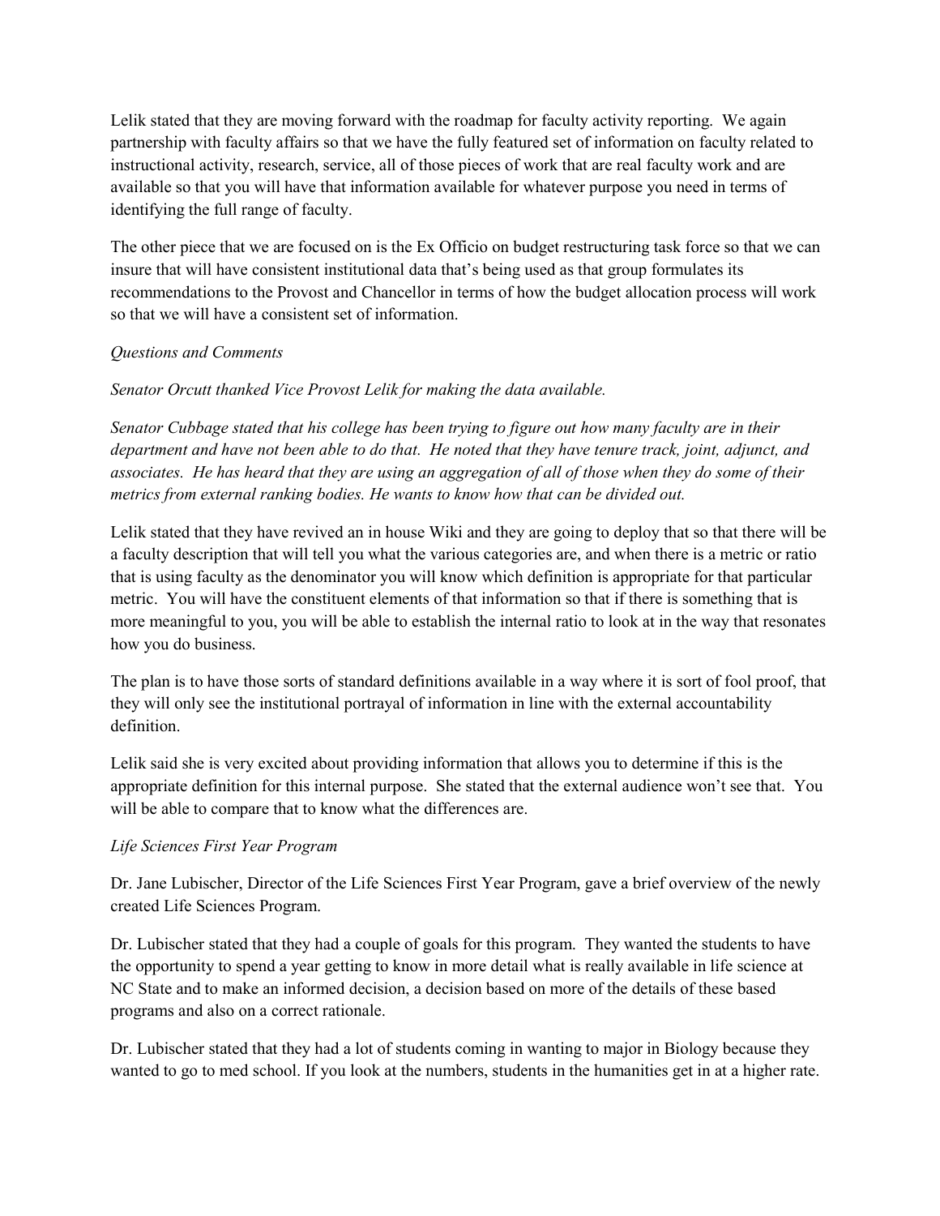Lelik stated that they are moving forward with the roadmap for faculty activity reporting. We again partnership with faculty affairs so that we have the fully featured set of information on faculty related to instructional activity, research, service, all of those pieces of work that are real faculty work and are available so that you will have that information available for whatever purpose you need in terms of identifying the full range of faculty.

The other piece that we are focused on is the Ex Officio on budget restructuring task force so that we can insure that will have consistent institutional data that's being used as that group formulates its recommendations to the Provost and Chancellor in terms of how the budget allocation process will work so that we will have a consistent set of information.

*Questions and Comments*

*Senator Orcutt thanked Vice Provost Lelik for making the data available.*

*Senator Cubbage stated that his college has been trying to figure out how many faculty are in their department and have not been able to do that. He noted that they have tenure track, joint, adjunct, and associates. He has heard that they are using an aggregation of all of those when they do some of their metrics from external ranking bodies. He wants to know how that can be divided out.*

Lelik stated that they have revived an in house Wiki and they are going to deploy that so that there will be a faculty description that will tell you what the various categories are, and when there is a metric or ratio that is using faculty as the denominator you will know which definition is appropriate for that particular metric. You will have the constituent elements of that information so that if there is something that is more meaningful to you, you will be able to establish the internal ratio to look at in the way that resonates how you do business.

The plan is to have those sorts of standard definitions available in a way where it is sort of fool proof, that they will only see the institutional portrayal of information in line with the external accountability definition.

Lelik said she is very excited about providing information that allows you to determine if this is the appropriate definition for this internal purpose. She stated that the external audience won't see that. You will be able to compare that to know what the differences are.

*Life Sciences First Year Program*

Dr. Jane Lubischer, Director of the Life Sciences First Year Program, gave a brief overview of the newly created Life Sciences Program.

Dr. Lubischer stated that they had a couple of goals for this program. They wanted the students to have the opportunity to spend a year getting to know in more detail what is really available in life science at NC State and to make an informed decision, a decision based on more of the details of these based programs and also on a correct rationale.

Dr. Lubischer stated that they had a lot of students coming in wanting to major in Biology because they wanted to go to med school. If you look at the numbers, students in the humanities get in at a higher rate.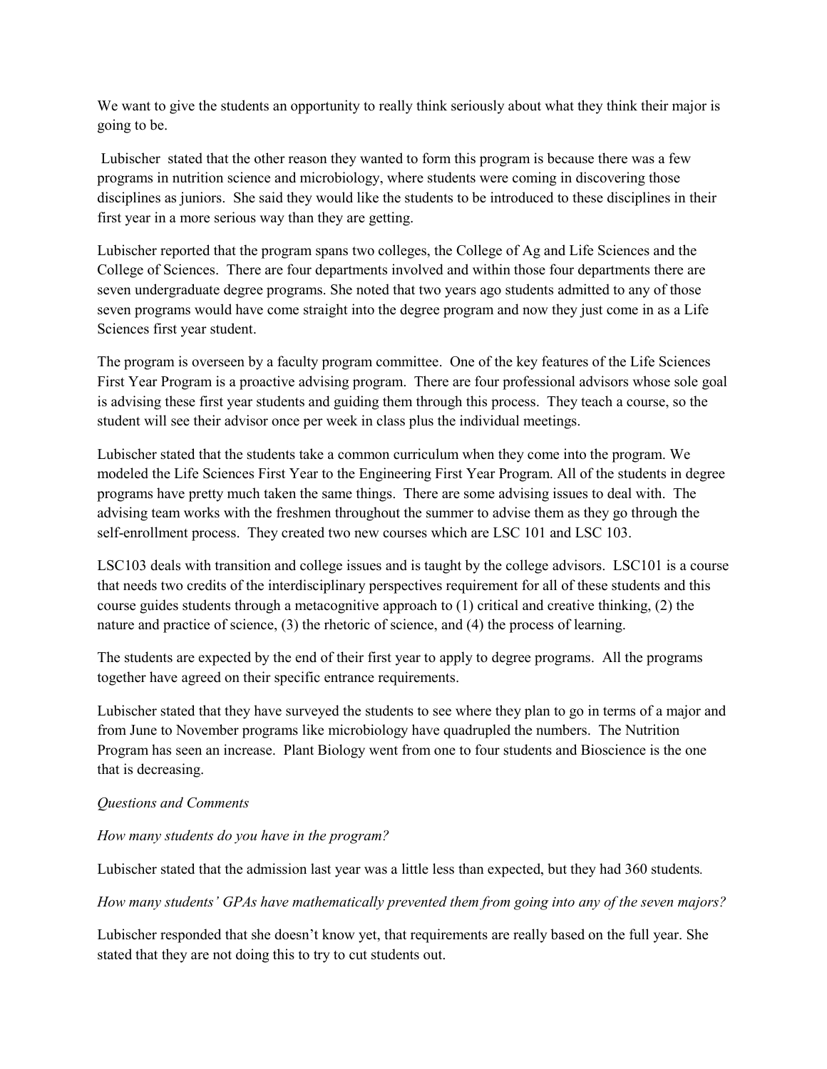We want to give the students an opportunity to really think seriously about what they think their major is going to be.

Lubischer stated that the other reason they wanted to form this program is because there was a few programs in nutrition science and microbiology, where students were coming in discovering those disciplines as juniors. She said they would like the students to be introduced to these disciplines in their first year in a more serious way than they are getting.

Lubischer reported that the program spans two colleges, the College of Ag and Life Sciences and the College of Sciences. There are four departments involved and within those four departments there are seven undergraduate degree programs. She noted that two years ago students admitted to any of those seven programs would have come straight into the degree program and now they just come in as a Life Sciences first year student.

The program is overseen by a faculty program committee. One of the key features of the Life Sciences First Year Program is a proactive advising program. There are four professional advisors whose sole goal is advising these first year students and guiding them through this process. They teach a course, so the student will see their advisor once per week in class plus the individual meetings.

Lubischer stated that the students take a common curriculum when they come into the program. We modeled the Life Sciences First Year to the Engineering First Year Program. All of the students in degree programs have pretty much taken the same things. There are some advising issues to deal with. The advising team works with the freshmen throughout the summer to advise them as they go through the self-enrollment process. They created two new courses which are LSC 101 and LSC 103.

LSC103 deals with transition and college issues and is taught by the college advisors. LSC101 is a course that needs two credits of the interdisciplinary perspectives requirement for all of these students and this course guides students through a metacognitive approach to (1) critical and creative thinking, (2) the nature and practice of science, (3) the rhetoric of science, and (4) the process of learning.

The students are expected by the end of their first year to apply to degree programs. All the programs together have agreed on their specific entrance requirements.

Lubischer stated that they have surveyed the students to see where they plan to go in terms of a major and from June to November programs like microbiology have quadrupled the numbers. The Nutrition Program has seen an increase. Plant Biology went from one to four students and Bioscience is the one that is decreasing.

*Questions and Comments*

*How many students do you have in the program?*

Lubischer stated that the admission last year was a little less than expected, but they had 360 students.

*How many students' GPAs have mathematically prevented them from going into any of the seven majors?*

Lubischer responded that she doesn't know yet, that requirements are really based on the full year. She stated that they are not doing this to try to cut students out.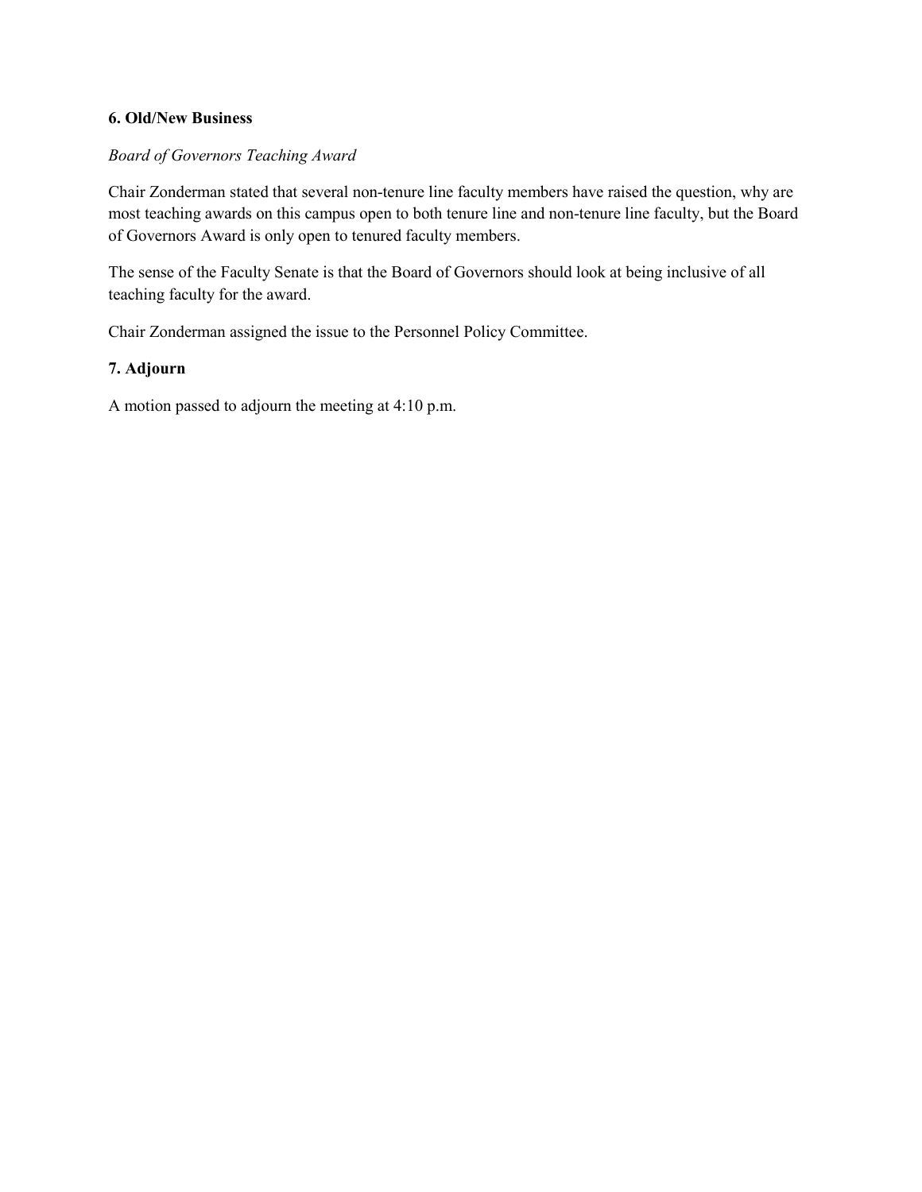**6. Old/New Business**

*Board of Governors Teaching Award*

Chair Zonderman stated that several non-tenure line faculty members have raised the question, why are most teaching awards on this campus open to both tenure line and non-tenure line faculty, but the Board of Governors Award is only open to tenured faculty members.

The sense of the Faculty Senate is that the Board of Governors should look at being inclusive of all teaching faculty for the award.

Chair Zonderman assigned the issue to the Personnel Policy Committee.

**7. Adjourn**

A motion passed to adjourn the meeting at 4:10 p.m.